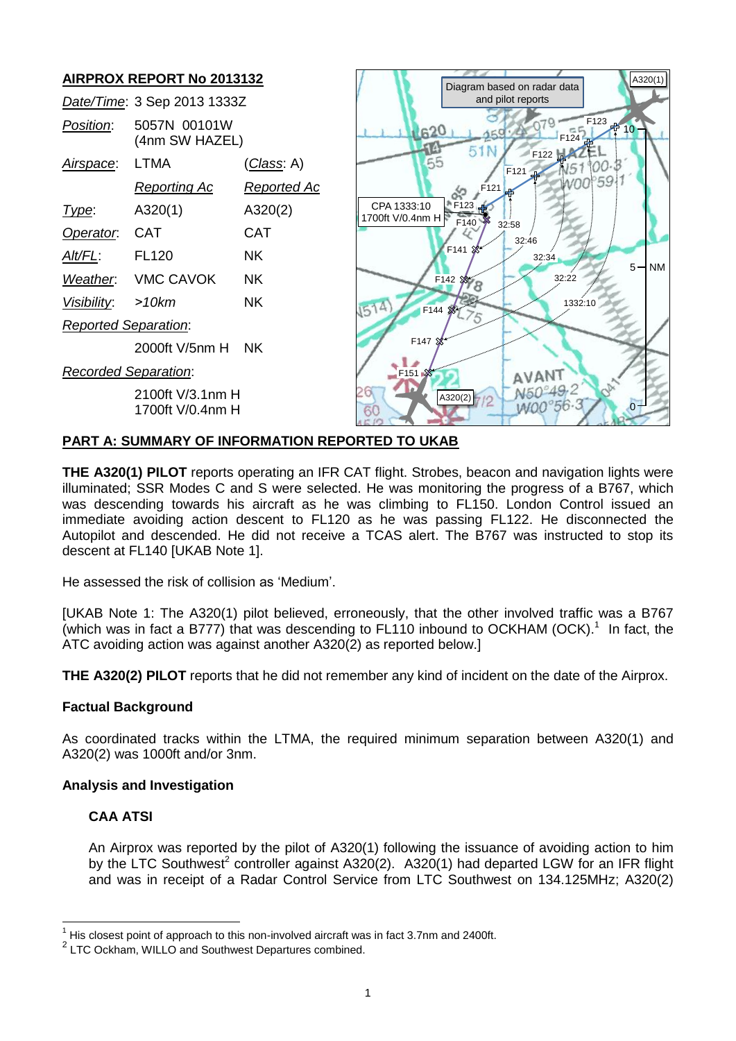## AIRPROX REPORT No 2013132

| | | |
|---|---|---|
| *Date/Time*: | 3 Sep 2013 1333Z | |
| *Position*: | 5057N 00101W (4nm SW HAZEL) | |
| *Airspace*: | LTMA | (*Class*: A) |
| | *Reporting Ac* | *Reported Ac* |
| *Type*: | A320(1) | A320(2) |
| *Operator*: | CAT | CAT |
| *Alt/FL*: | FL120 | NK |
| *Weather*: | VMC CAVOK | NK |
| *Visibility*: | >10km | NK |
| *Reported Separation*: | | |
| | 2000ft V/5nm H | NK |
| *Recorded Separation*: | | |
| | 2100ft V/3.1nm H<br>1700ft V/0.4nm H | |

Diagram based on radar data and pilot reports

CPA 1333:10 1700ft V/0.4nm H

## PART A: SUMMARY OF INFORMATION REPORTED TO UKAB

**THE A320(1) PILOT** reports operating an IFR CAT flight. Strobes, beacon and navigation lights were illuminated; SSR Modes C and S were selected. He was monitoring the progress of a B767, which was descending towards his aircraft as he was climbing to FL150. London Control issued an immediate avoiding action descent to FL120 as he was passing FL122. He disconnected the Autopilot and descended. He did not receive a TCAS alert. The B767 was instructed to stop its descent at FL140 [UKAB Note 1].

He assessed the risk of collision as 'Medium'.

[UKAB Note 1: The A320(1) pilot believed, erroneously, that the other involved traffic was a B767 (which was in fact a B777) that was descending to FL110 inbound to OCKHAM (OCK).[1] In fact, the ATC avoiding action was against another A320(2) as reported below.]

**THE A320(2) PILOT** reports that he did not remember any kind of incident on the date of the Airprox.

### Factual Background

As coordinated tracks within the LTMA, the required minimum separation between A320(1) and A320(2) was 1000ft and/or 3nm.

### Analysis and Investigation

#### CAA ATSI

An Airprox was reported by the pilot of A320(1) following the issuance of avoiding action to him by the LTC Southwest[2] controller against A320(2). A320(1) had departed LGW for an IFR flight and was in receipt of a Radar Control Service from LTC Southwest on 134.125MHz; A320(2)

---

[1] His closest point of approach to this non-involved aircraft was in fact 3.7nm and 2400ft.

[2] LTC Ockham, WILLO and Southwest Departures combined.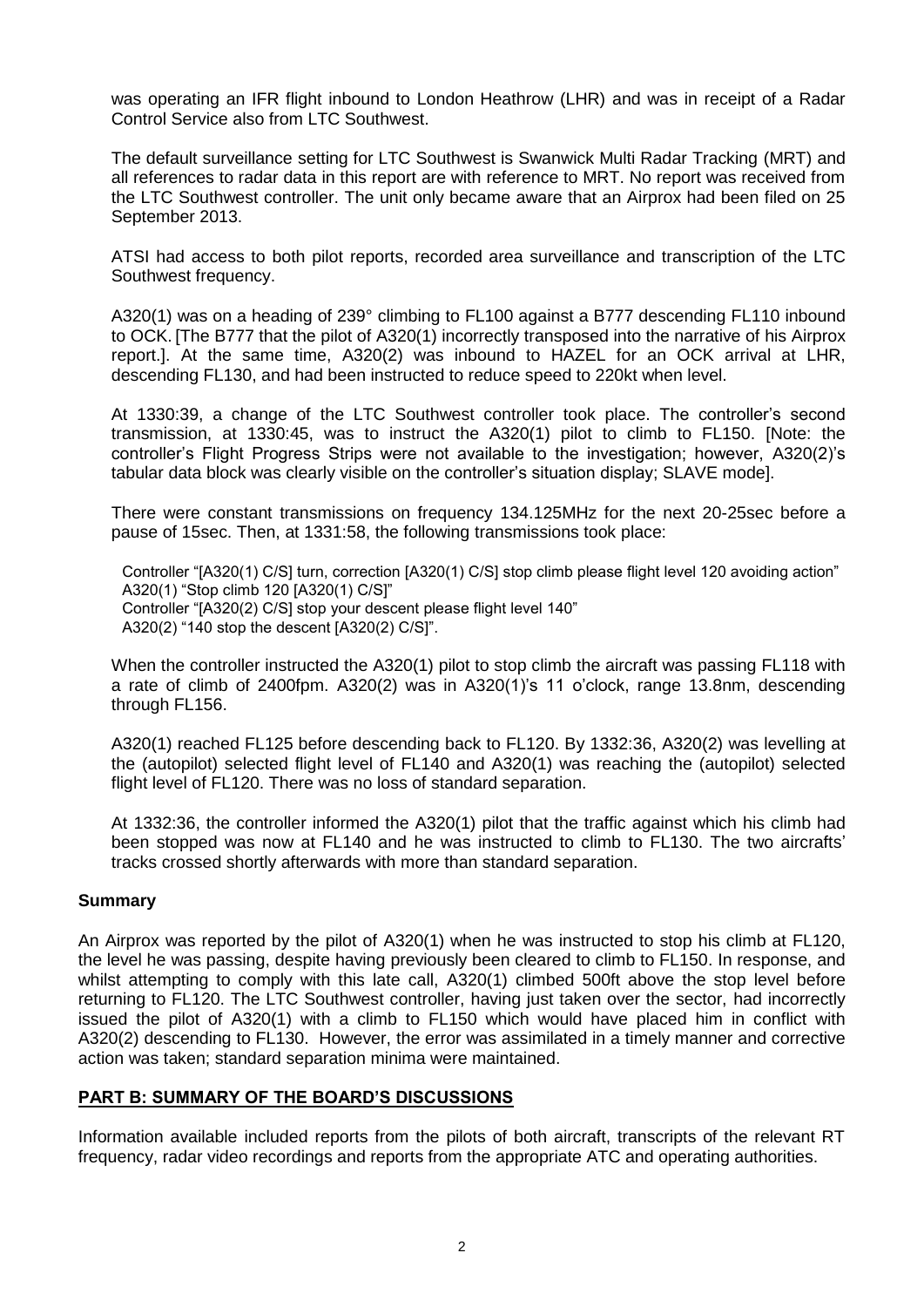was operating an IFR flight inbound to London Heathrow (LHR) and was in receipt of a Radar Control Service also from LTC Southwest.

The default surveillance setting for LTC Southwest is Swanwick Multi Radar Tracking (MRT) and all references to radar data in this report are with reference to MRT. No report was received from the LTC Southwest controller. The unit only became aware that an Airprox had been filed on 25 September 2013.

ATSI had access to both pilot reports, recorded area surveillance and transcription of the LTC Southwest frequency.

A320(1) was on a heading of 239° climbing to FL100 against a B777 descending FL110 inbound to OCK. [The B777 that the pilot of A320(1) incorrectly transposed into the narrative of his Airprox report.]. At the same time, A320(2) was inbound to HAZEL for an OCK arrival at LHR, descending FL130, and had been instructed to reduce speed to 220kt when level.

At 1330:39, a change of the LTC Southwest controller took place. The controller's second transmission, at 1330:45, was to instruct the A320(1) pilot to climb to FL150. [Note: the controller's Flight Progress Strips were not available to the investigation; however, A320(2)'s tabular data block was clearly visible on the controller's situation display; SLAVE mode].

There were constant transmissions on frequency 134.125MHz for the next 20-25sec before a pause of 15sec. Then, at 1331:58, the following transmissions took place:

> Controller "[A320(1) C/S] turn, correction [A320(1) C/S] stop climb please flight level 120 avoiding action"
> A320(1) "Stop climb 120 [A320(1) C/S]"
> Controller "[A320(2) C/S] stop your descent please flight level 140"
> A320(2) "140 stop the descent [A320(2) C/S]".

When the controller instructed the A320(1) pilot to stop climb the aircraft was passing FL118 with a rate of climb of 2400fpm. A320(2) was in A320(1)'s 11 o'clock, range 13.8nm, descending through FL156.

A320(1) reached FL125 before descending back to FL120. By 1332:36, A320(2) was levelling at the (autopilot) selected flight level of FL140 and A320(1) was reaching the (autopilot) selected flight level of FL120. There was no loss of standard separation.

At 1332:36, the controller informed the A320(1) pilot that the traffic against which his climb had been stopped was now at FL140 and he was instructed to climb to FL130. The two aircrafts' tracks crossed shortly afterwards with more than standard separation.

## Summary

An Airprox was reported by the pilot of A320(1) when he was instructed to stop his climb at FL120, the level he was passing, despite having previously been cleared to climb to FL150. In response, and whilst attempting to comply with this late call, A320(1) climbed 500ft above the stop level before returning to FL120. The LTC Southwest controller, having just taken over the sector, had incorrectly issued the pilot of A320(1) with a climb to FL150 which would have placed him in conflict with A320(2) descending to FL130. However, the error was assimilated in a timely manner and corrective action was taken; standard separation minima were maintained.

## PART B: SUMMARY OF THE BOARD'S DISCUSSIONS

Information available included reports from the pilots of both aircraft, transcripts of the relevant RT frequency, radar video recordings and reports from the appropriate ATC and operating authorities.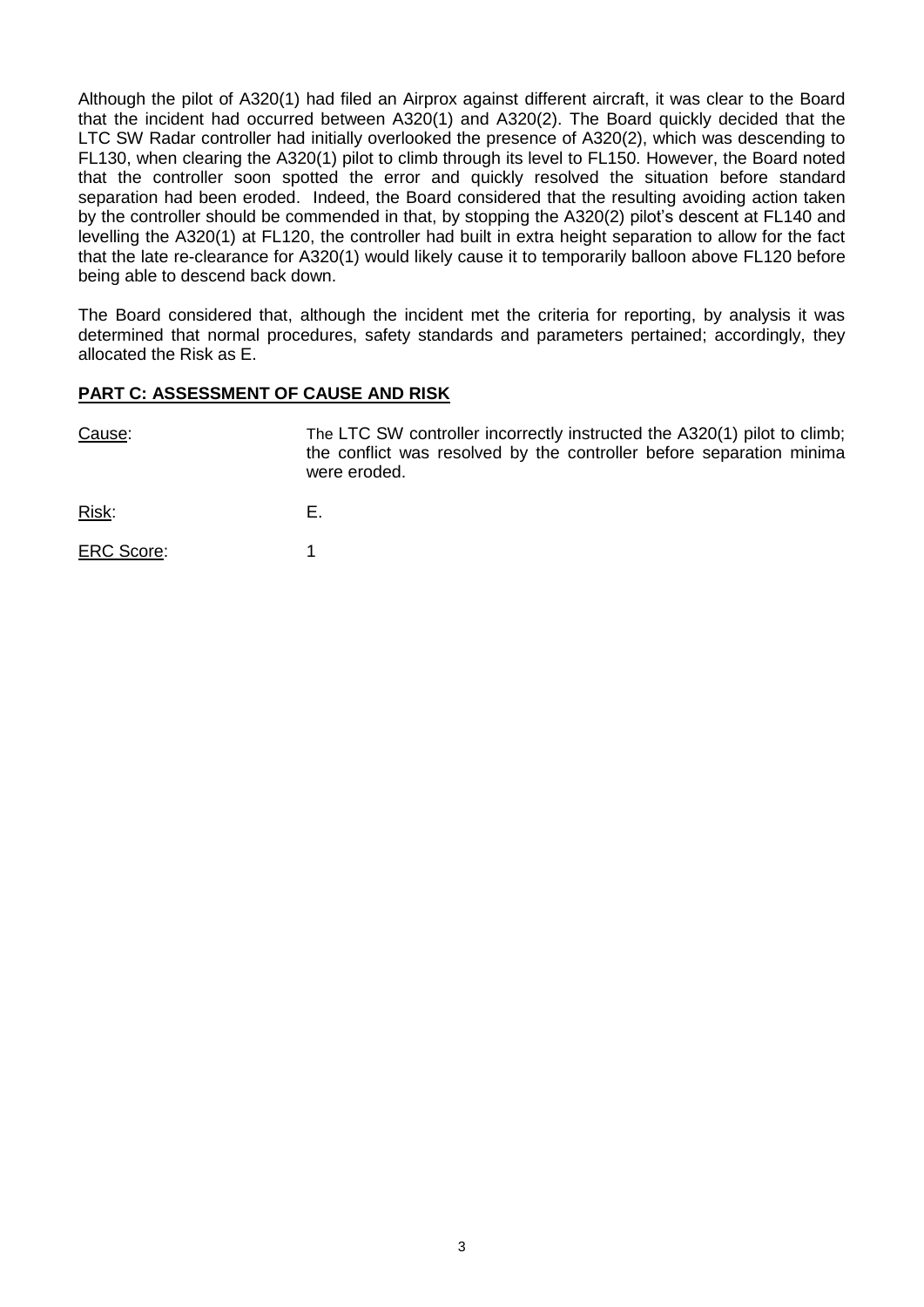Although the pilot of A320(1) had filed an Airprox against different aircraft, it was clear to the Board that the incident had occurred between A320(1) and A320(2). The Board quickly decided that the LTC SW Radar controller had initially overlooked the presence of A320(2), which was descending to FL130, when clearing the A320(1) pilot to climb through its level to FL150. However, the Board noted that the controller soon spotted the error and quickly resolved the situation before standard separation had been eroded. Indeed, the Board considered that the resulting avoiding action taken by the controller should be commended in that, by stopping the A320(2) pilot's descent at FL140 and levelling the A320(1) at FL120, the controller had built in extra height separation to allow for the fact that the late re-clearance for A320(1) would likely cause it to temporarily balloon above FL120 before being able to descend back down.

The Board considered that, although the incident met the criteria for reporting, by analysis it was determined that normal procedures, safety standards and parameters pertained; accordingly, they allocated the Risk as E.

## PART C: ASSESSMENT OF CAUSE AND RISK

| | |
|---|---|
| Cause: | The LTC SW controller incorrectly instructed the A320(1) pilot to climb; the conflict was resolved by the controller before separation minima were eroded. |
| Risk: | E. |
| ERC Score: | 1 |